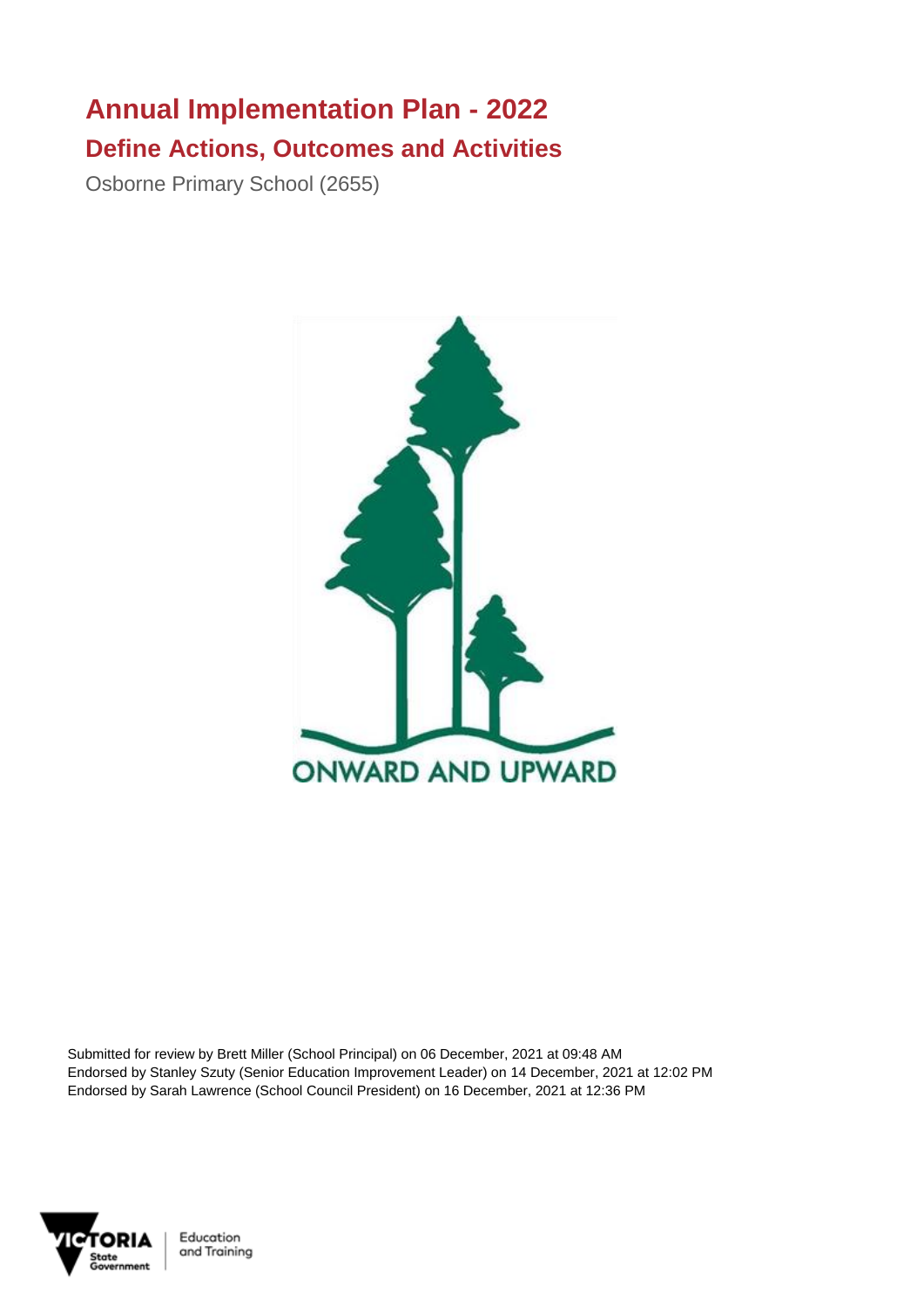# Annual Implementation Plan - 2022

## Define Actions, Outcomes and Activities

Osborne Primary School (2655)

ONWARD AND UPWARD

Submitted for review by Brett Miller (School Principal) on 06 December, 2021 at 09:48 AM
Endorsed by Stanley Szuty (Senior Education Improvement Leader) on 14 December, 2021 at 12:02 PM
Endorsed by Sarah Lawrence (School Council President) on 16 December, 2021 at 12:36 PM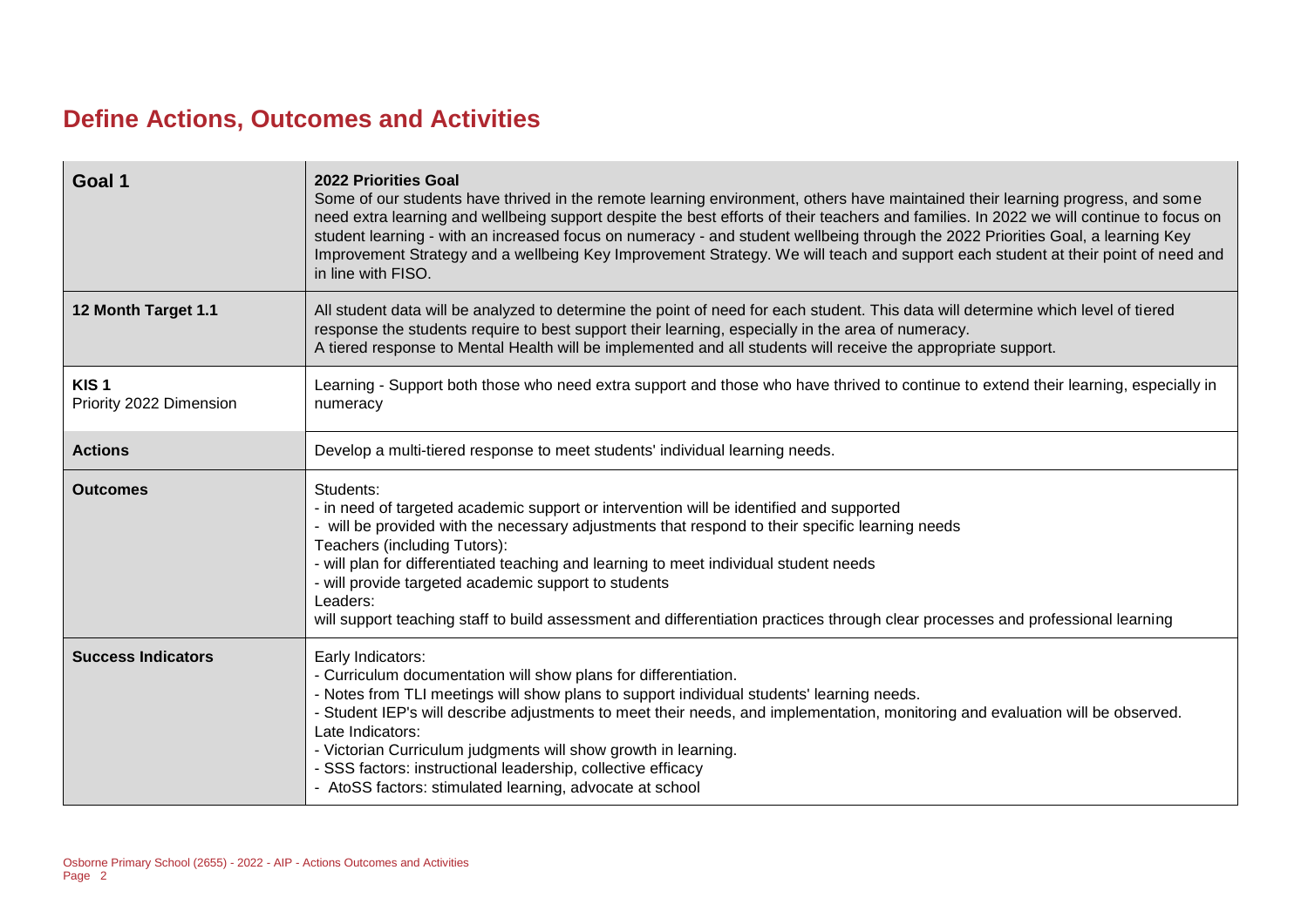# Define Actions, Outcomes and Activities

| Goal 1 | 2022 Priorities Goal<br>Some of our students have thrived in the remote learning environment, others have maintained their learning progress, and some need extra learning and wellbeing support despite the best efforts of their teachers and families. In 2022 we will continue to focus on student learning - with an increased focus on numeracy - and student wellbeing through the 2022 Priorities Goal, a learning Key Improvement Strategy and a wellbeing Key Improvement Strategy. We will teach and support each student at their point of need and in line with FISO. |
|---|---|
| **12 Month Target 1.1** | All student data will be analyzed to determine the point of need for each student. This data will determine which level of tiered response the students require to best support their learning, especially in the area of numeracy.<br>A tiered response to Mental Health will be implemented and all students will receive the appropriate support. |
| **KIS 1**<br>Priority 2022 Dimension | Learning - Support both those who need extra support and those who have thrived to continue to extend their learning, especially in numeracy |
| **Actions** | Develop a multi-tiered response to meet students' individual learning needs. |
| **Outcomes** | Students:<br>- in need of targeted academic support or intervention will be identified and supported<br>- will be provided with the necessary adjustments that respond to their specific learning needs<br>Teachers (including Tutors):<br>- will plan for differentiated teaching and learning to meet individual student needs<br>- will provide targeted academic support to students<br>Leaders:<br>will support teaching staff to build assessment and differentiation practices through clear processes and professional learning |
| **Success Indicators** | Early Indicators:<br>- Curriculum documentation will show plans for differentiation.<br>- Notes from TLI meetings will show plans to support individual students' learning needs.<br>- Student IEP's will describe adjustments to meet their needs, and implementation, monitoring and evaluation will be observed.<br>Late Indicators:<br>- Victorian Curriculum judgments will show growth in learning.<br>- SSS factors: instructional leadership, collective efficacy<br>- AtoSS factors: stimulated learning, advocate at school |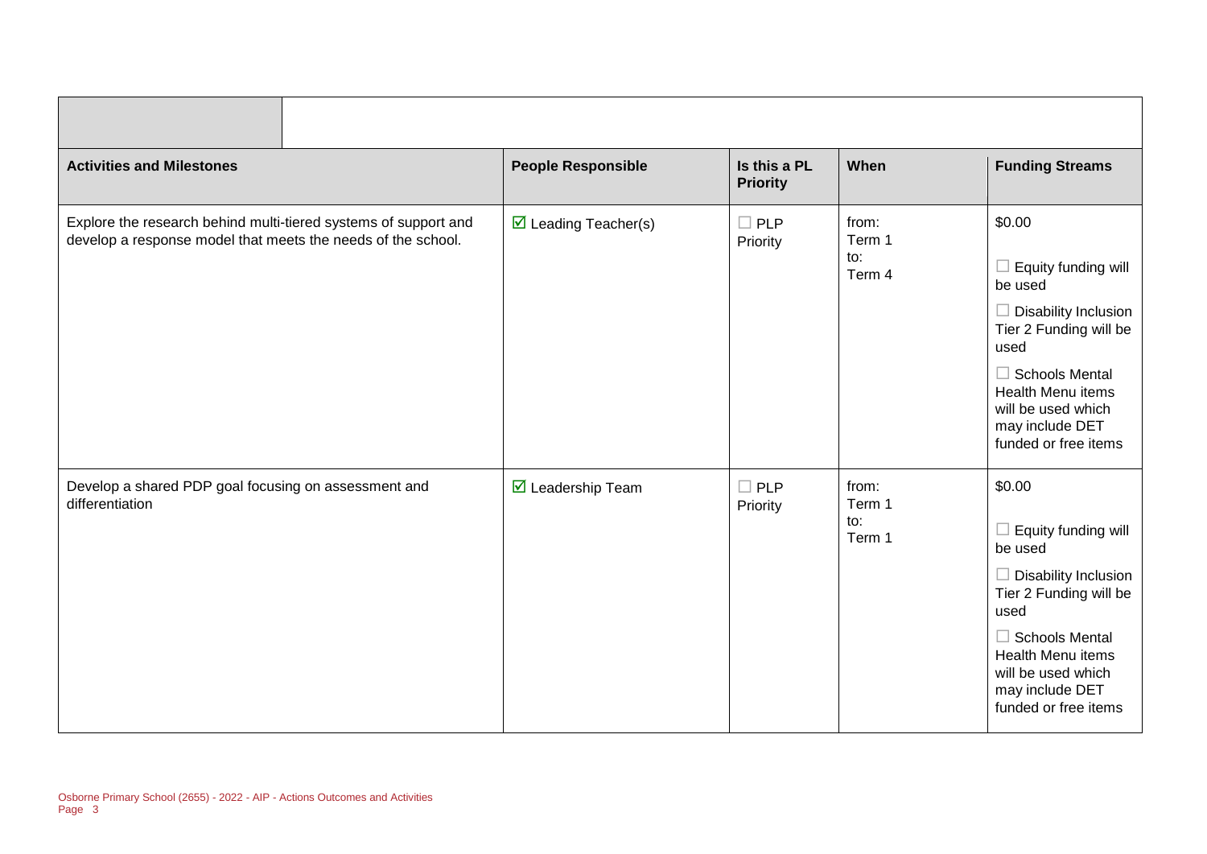| Activities and Milestones | People Responsible | Is this a PL Priority | When | Funding Streams |
|---|---|---|---|---|
| Explore the research behind multi-tiered systems of support and develop a response model that meets the needs of the school. | ☑ Leading Teacher(s) | ☐ PLP Priority | from: Term 1 to: Term 4 | $0.00<br>☐ Equity funding will be used<br>☐ Disability Inclusion Tier 2 Funding will be used<br>☐ Schools Mental Health Menu items will be used which may include DET funded or free items |
| Develop a shared PDP goal focusing on assessment and differentiation | ☑ Leadership Team | ☐ PLP Priority | from: Term 1 to: Term 1 | $0.00<br>☐ Equity funding will be used<br>☐ Disability Inclusion Tier 2 Funding will be used<br>☐ Schools Mental Health Menu items will be used which may include DET funded or free items |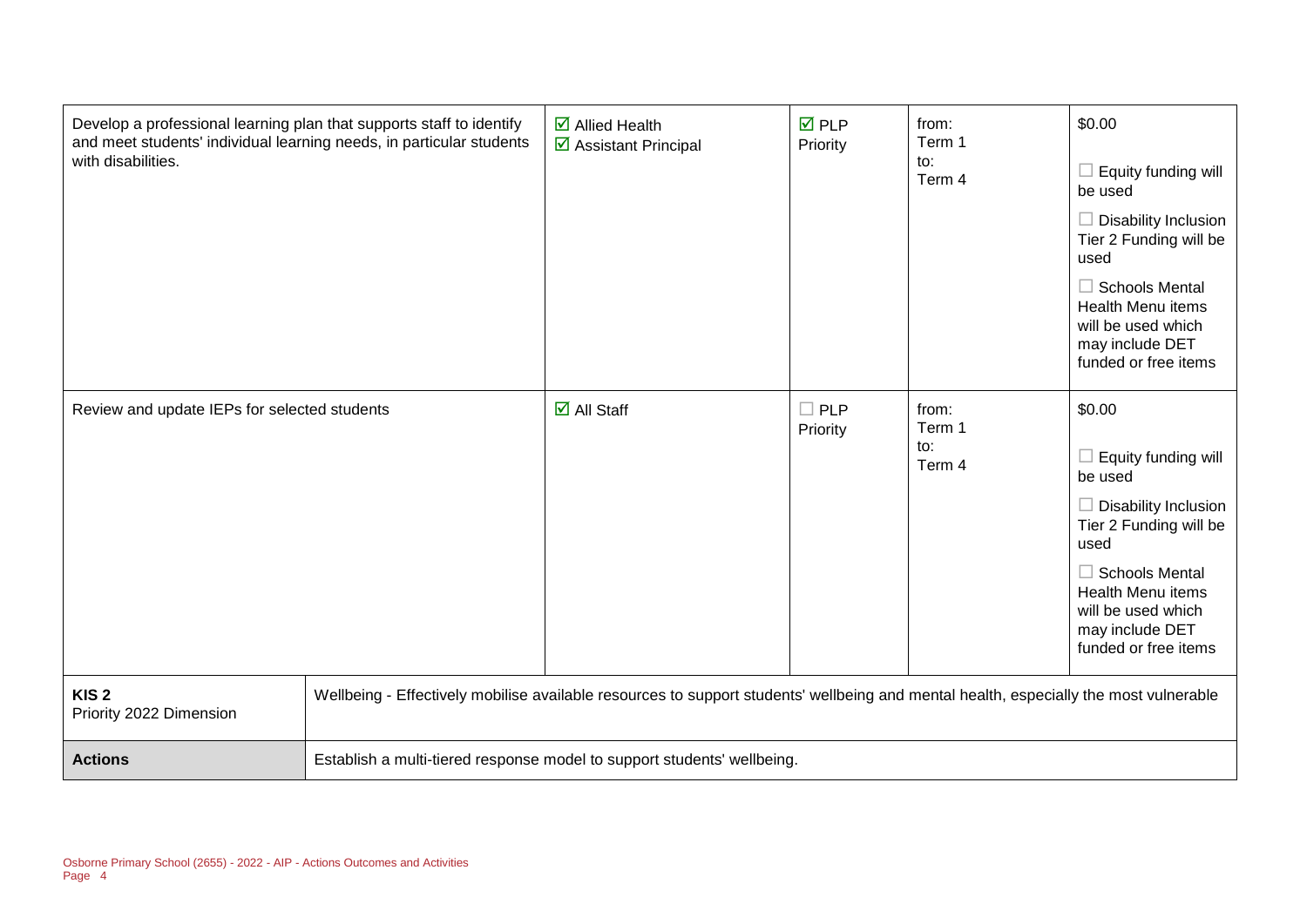| | | | | |
|---|---|---|---|---|
| Develop a professional learning plan that supports staff to identify and meet students' individual learning needs, in particular students with disabilities. | ☑ Allied Health<br>☑ Assistant Principal | ☑ PLP Priority | from:<br>Term 1<br>to:<br>Term 4 | $0.00<br><br>☐ Equity funding will be used<br><br>☐ Disability Inclusion Tier 2 Funding will be used<br><br>☐ Schools Mental Health Menu items will be used which may include DET funded or free items |
| Review and update IEPs for selected students | ☑ All Staff | ☐ PLP Priority | from:<br>Term 1<br>to:<br>Term 4 | $0.00<br><br>☐ Equity funding will be used<br><br>☐ Disability Inclusion Tier 2 Funding will be used<br><br>☐ Schools Mental Health Menu items will be used which may include DET funded or free items |

| | |
|---|---|
| **KIS 2**<br>Priority 2022 Dimension | Wellbeing - Effectively mobilise available resources to support students' wellbeing and mental health, especially the most vulnerable |
| **Actions** | Establish a multi-tiered response model to support students' wellbeing. |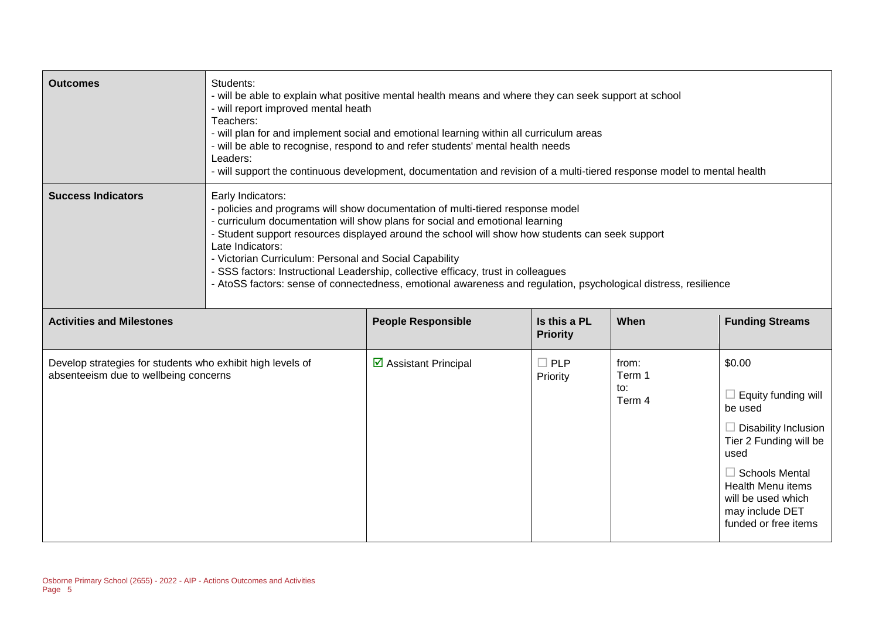| Outcomes | Students:<br>- will be able to explain what positive mental health means and where they can seek support at school<br>- will report improved mental heath<br>Teachers:<br>- will plan for and implement social and emotional learning within all curriculum areas<br>- will be able to recognise, respond to and refer students' mental health needs<br>Leaders:<br>- will support the continuous development, documentation and revision of a multi-tiered response model to mental health |
|---|---|
| **Success Indicators** | Early Indicators:<br>- policies and programs will show documentation of multi-tiered response model<br>- curriculum documentation will show plans for social and emotional learning<br>- Student support resources displayed around the school will show how students can seek support<br>Late Indicators:<br>- Victorian Curriculum: Personal and Social Capability<br>- SSS factors: Instructional Leadership, collective efficacy, trust in colleagues<br>- AtoSS factors: sense of connectedness, emotional awareness and regulation, psychological distress, resilience |

| Activities and Milestones | People Responsible | Is this a PL Priority | When | Funding Streams |
|---|---|---|---|---|
| Develop strategies for students who exhibit high levels of absenteeism due to wellbeing concerns | ☑ Assistant Principal | ☐ PLP Priority | from:<br>Term 1<br>to:<br>Term 4 | $0.00<br>☐ Equity funding will be used<br>☐ Disability Inclusion Tier 2 Funding will be used<br>☐ Schools Mental Health Menu items will be used which may include DET funded or free items |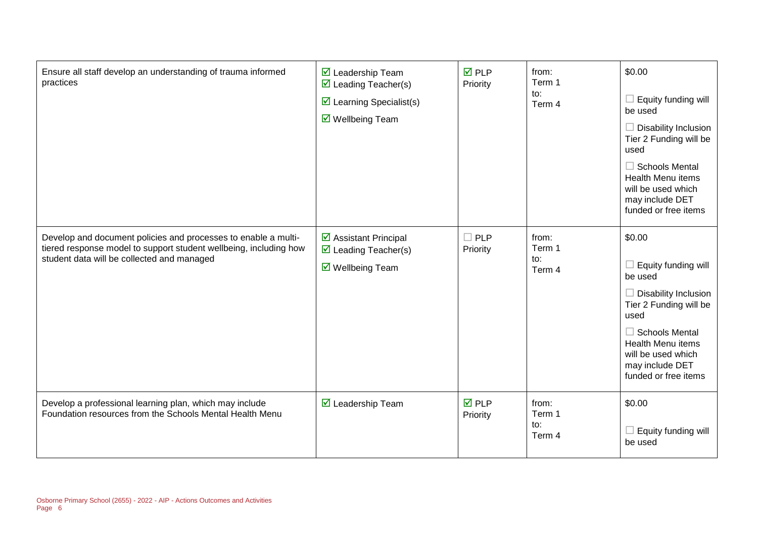| | | | | |
|---|---|---|---|---|
| Ensure all staff develop an understanding of trauma informed practices | ☑ Leadership Team<br>☑ Leading Teacher(s)<br>☑ Learning Specialist(s)<br>☑ Wellbeing Team | ☑ PLP Priority | from:<br>Term 1<br>to:<br>Term 4 | $0.00<br>☐ Equity funding will be used<br>☐ Disability Inclusion Tier 2 Funding will be used<br>☐ Schools Mental Health Menu items will be used which may include DET funded or free items |
| Develop and document policies and processes to enable a multi-tiered response model to support student wellbeing, including how student data will be collected and managed | ☑ Assistant Principal<br>☑ Leading Teacher(s)<br>☑ Wellbeing Team | ☐ PLP Priority | from:<br>Term 1<br>to:<br>Term 4 | $0.00<br>☐ Equity funding will be used<br>☐ Disability Inclusion Tier 2 Funding will be used<br>☐ Schools Mental Health Menu items will be used which may include DET funded or free items |
| Develop a professional learning plan, which may include Foundation resources from the Schools Mental Health Menu | ☑ Leadership Team | ☑ PLP Priority | from:<br>Term 1<br>to:<br>Term 4 | $0.00<br>☐ Equity funding will be used |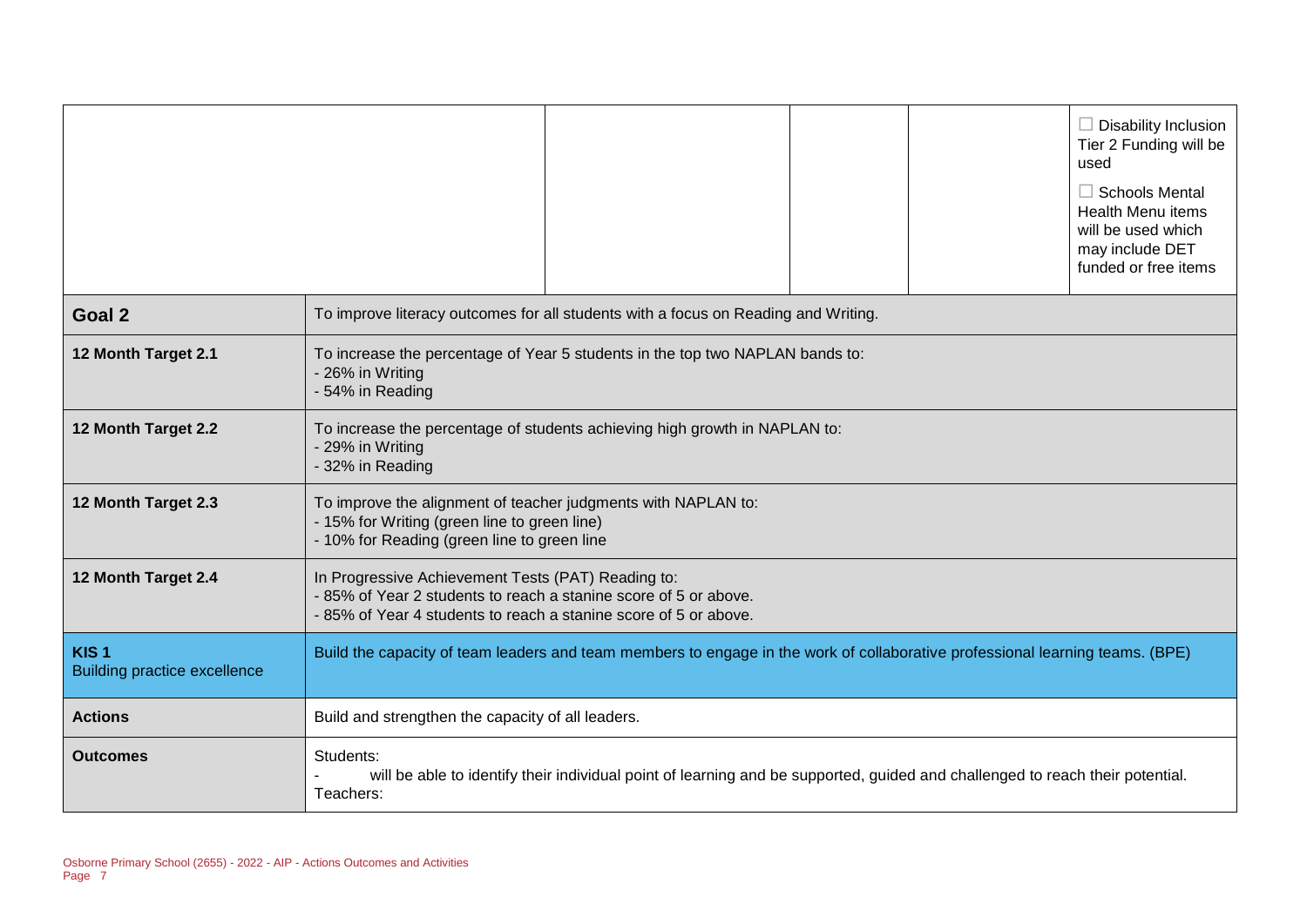| | | | | | |
|---|---|---|---|---|---|
| | | | | | ☐ Disability Inclusion Tier 2 Funding will be used<br>☐ Schools Mental Health Menu items will be used which may include DET funded or free items |

| | |
|---|---|
| **Goal 2** | To improve literacy outcomes for all students with a focus on Reading and Writing. |
| **12 Month Target 2.1** | To increase the percentage of Year 5 students in the top two NAPLAN bands to:<br>- 26% in Writing<br>- 54% in Reading |
| **12 Month Target 2.2** | To increase the percentage of students achieving high growth in NAPLAN to:<br>- 29% in Writing<br>- 32% in Reading |
| **12 Month Target 2.3** | To improve the alignment of teacher judgments with NAPLAN to:<br>- 15% for Writing (green line to green line)<br>- 10% for Reading (green line to green line |
| **12 Month Target 2.4** | In Progressive Achievement Tests (PAT) Reading to:<br>- 85% of Year 2 students to reach a stanine score of 5 or above.<br>- 85% of Year 4 students to reach a stanine score of 5 or above. |
| **KIS 1**<br>Building practice excellence | Build the capacity of team leaders and team members to engage in the work of collaborative professional learning teams. (BPE) |
| **Actions** | Build and strengthen the capacity of all leaders. |
| **Outcomes** | Students:<br>- will be able to identify their individual point of learning and be supported, guided and challenged to reach their potential.<br>Teachers: |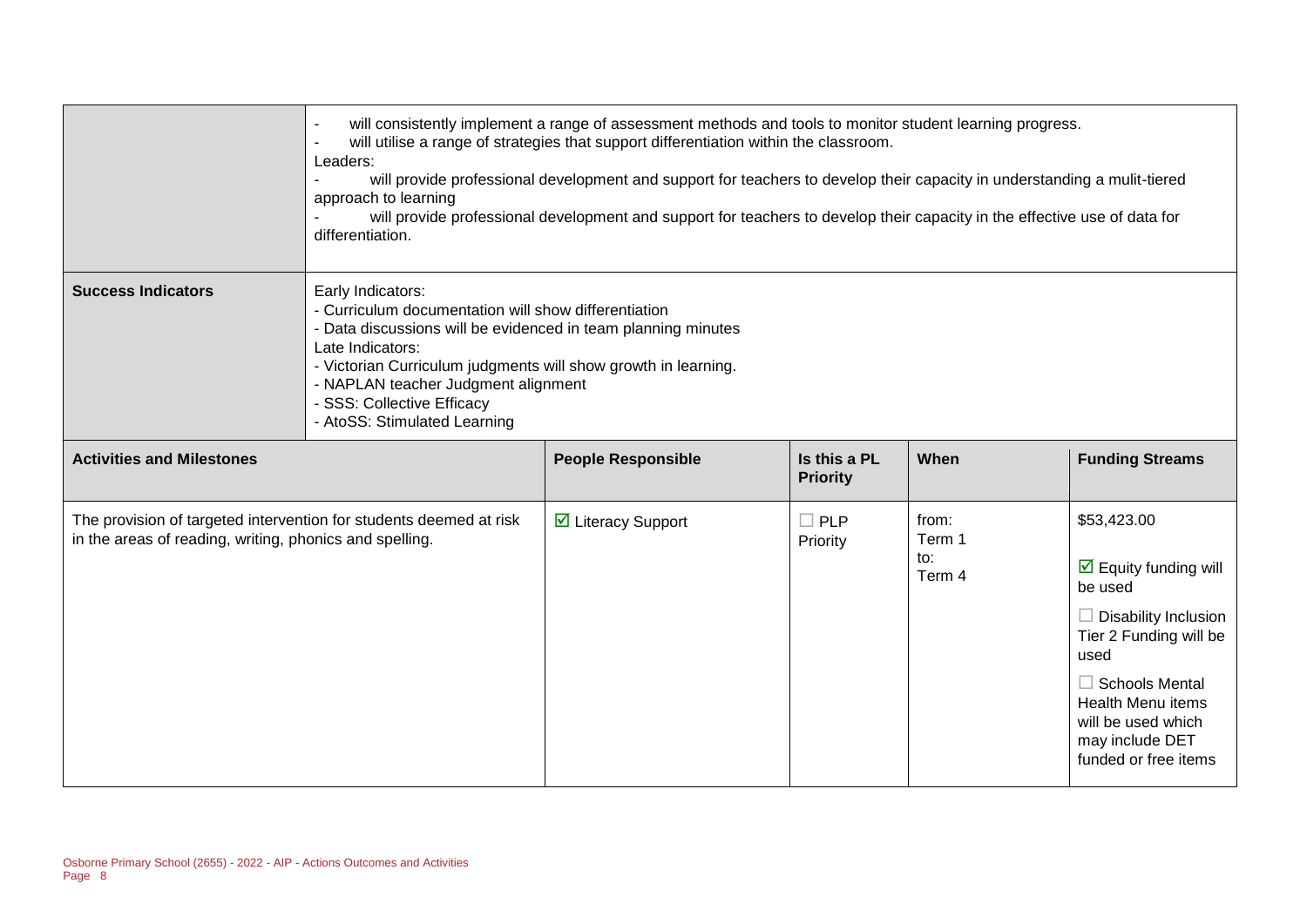| | | | | |
|---|---|---|---|---|
| | - will consistently implement a range of assessment methods and tools to monitor student learning progress.<br>- will utilise a range of strategies that support differentiation within the classroom.<br>Leaders:<br>- will provide professional development and support for teachers to develop their capacity in understanding a mulit-tiered approach to learning<br>- will provide professional development and support for teachers to develop their capacity in the effective use of data for differentiation. | | | |
| **Success Indicators** | Early Indicators:<br>- Curriculum documentation will show differentiation<br>- Data discussions will be evidenced in team planning minutes<br>Late Indicators:<br>- Victorian Curriculum judgments will show growth in learning.<br>- NAPLAN teacher Judgment alignment<br>- SSS: Collective Efficacy<br>- AtoSS: Stimulated Learning | | | |

| **Activities and Milestones** | **People Responsible** | **Is this a PL Priority** | **When** | **Funding Streams** |
|---|---|---|---|---|
| The provision of targeted intervention for students deemed at risk in the areas of reading, writing, phonics and spelling. | ☑ Literacy Support | ☐ PLP Priority | from: Term 1<br>to: Term 4 | $53,423.00<br><br>☑ Equity funding will be used<br><br>☐ Disability Inclusion Tier 2 Funding will be used<br><br>☐ Schools Mental Health Menu items will be used which may include DET funded or free items |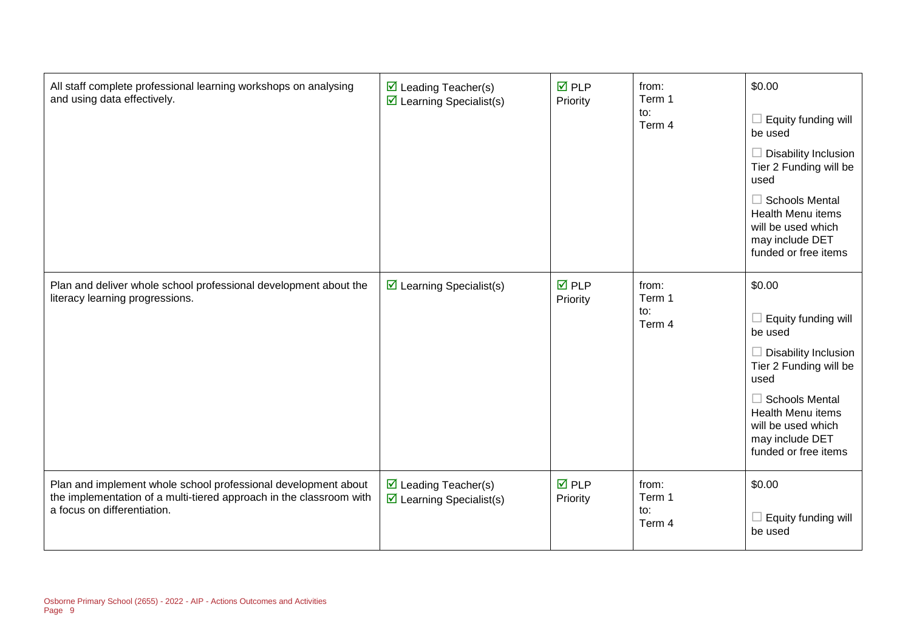| | | | | |
|---|---|---|---|---|
| All staff complete professional learning workshops on analysing and using data effectively. | ☑ Leading Teacher(s)<br>☑ Learning Specialist(s) | ☑ PLP Priority | from:<br>Term 1<br>to:<br>Term 4 | $0.00<br><br>☐ Equity funding will be used<br><br>☐ Disability Inclusion Tier 2 Funding will be used<br><br>☐ Schools Mental Health Menu items will be used which may include DET funded or free items |
| Plan and deliver whole school professional development about the literacy learning progressions. | ☑ Learning Specialist(s) | ☑ PLP Priority | from:<br>Term 1<br>to:<br>Term 4 | $0.00<br><br>☐ Equity funding will be used<br><br>☐ Disability Inclusion Tier 2 Funding will be used<br><br>☐ Schools Mental Health Menu items will be used which may include DET funded or free items |
| Plan and implement whole school professional development about the implementation of a multi-tiered approach in the classroom with a focus on differentiation. | ☑ Leading Teacher(s)<br>☑ Learning Specialist(s) | ☑ PLP Priority | from:<br>Term 1<br>to:<br>Term 4 | $0.00<br><br>☐ Equity funding will be used |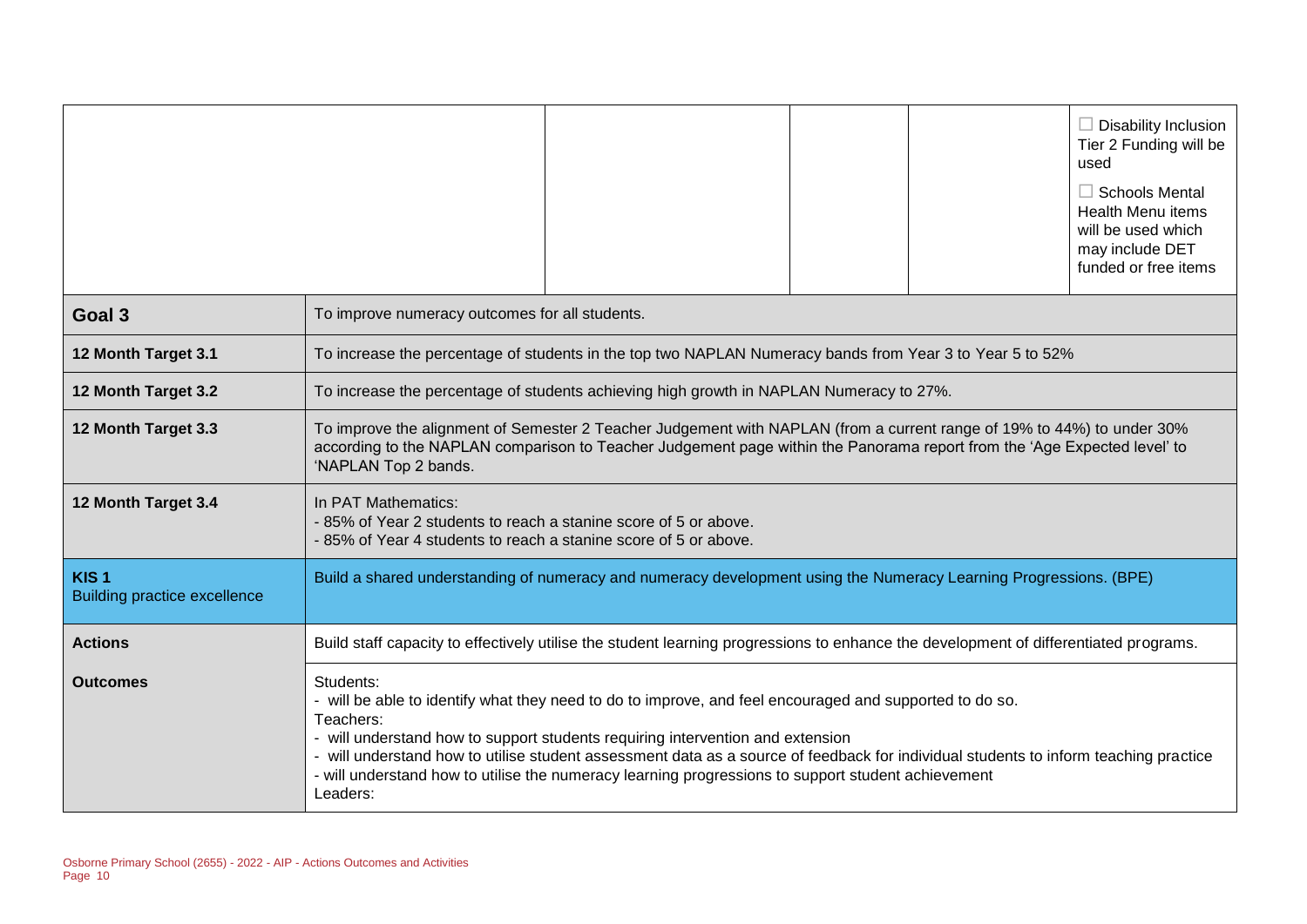| | | | | | |
|---|---|---|---|---|---|
| | | | | | ☐ Disability Inclusion Tier 2 Funding will be used<br><br>☐ Schools Mental Health Menu items will be used which may include DET funded or free items |

| | |
|---|---|
| **Goal 3** | To improve numeracy outcomes for all students. |
| **12 Month Target 3.1** | To increase the percentage of students in the top two NAPLAN Numeracy bands from Year 3 to Year 5 to 52% |
| **12 Month Target 3.2** | To increase the percentage of students achieving high growth in NAPLAN Numeracy to 27%. |
| **12 Month Target 3.3** | To improve the alignment of Semester 2 Teacher Judgement with NAPLAN (from a current range of 19% to 44%) to under 30% according to the NAPLAN comparison to Teacher Judgement page within the Panorama report from the 'Age Expected level' to 'NAPLAN Top 2 bands. |
| **12 Month Target 3.4** | In PAT Mathematics:<br>- 85% of Year 2 students to reach a stanine score of 5 or above.<br>- 85% of Year 4 students to reach a stanine score of 5 or above. |
| **KIS 1**<br>Building practice excellence | Build a shared understanding of numeracy and numeracy development using the Numeracy Learning Progressions. (BPE) |
| **Actions** | Build staff capacity to effectively utilise the student learning progressions to enhance the development of differentiated programs. |
| **Outcomes** | Students:<br>- will be able to identify what they need to do to improve, and feel encouraged and supported to do so.<br>Teachers:<br>- will understand how to support students requiring intervention and extension<br>- will understand how to utilise student assessment data as a source of feedback for individual students to inform teaching practice<br>- will understand how to utilise the numeracy learning progressions to support student achievement<br>Leaders: |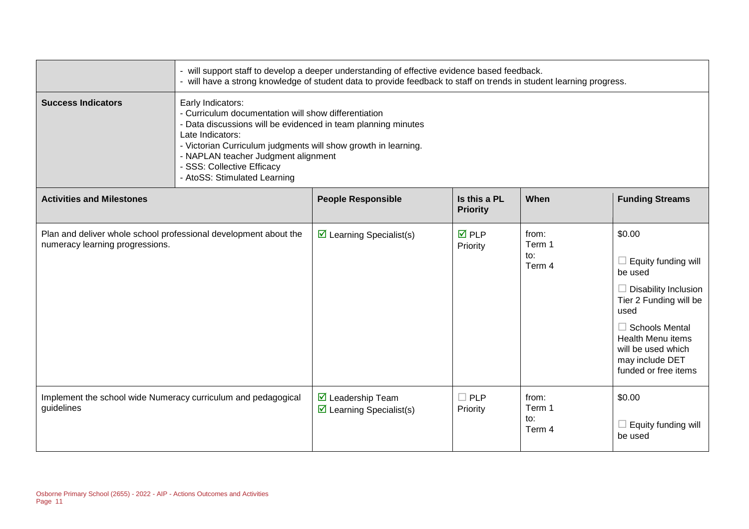| | |
|---|---|
| | - will support staff to develop a deeper understanding of effective evidence based feedback.<br>- will have a strong knowledge of student data to provide feedback to staff on trends in student learning progress. |
| **Success Indicators** | Early Indicators:<br>- Curriculum documentation will show differentiation<br>- Data discussions will be evidenced in team planning minutes<br>Late Indicators:<br>- Victorian Curriculum judgments will show growth in learning.<br>- NAPLAN teacher Judgment alignment<br>- SSS: Collective Efficacy<br>- AtoSS: Stimulated Learning |

| **Activities and Milestones** | **People Responsible** | **Is this a PL Priority** | **When** | **Funding Streams** |
|---|---|---|---|---|
| Plan and deliver whole school professional development about the numeracy learning progressions. | ☑ Learning Specialist(s) | ☑ PLP Priority | from: Term 1 to: Term 4 | $0.00<br>☐ Equity funding will be used<br>☐ Disability Inclusion Tier 2 Funding will be used<br>☐ Schools Mental Health Menu items will be used which may include DET funded or free items |
| Implement the school wide Numeracy curriculum and pedagogical guidelines | ☑ Leadership Team<br>☑ Learning Specialist(s) | ☐ PLP Priority | from: Term 1 to: Term 4 | $0.00<br>☐ Equity funding will be used |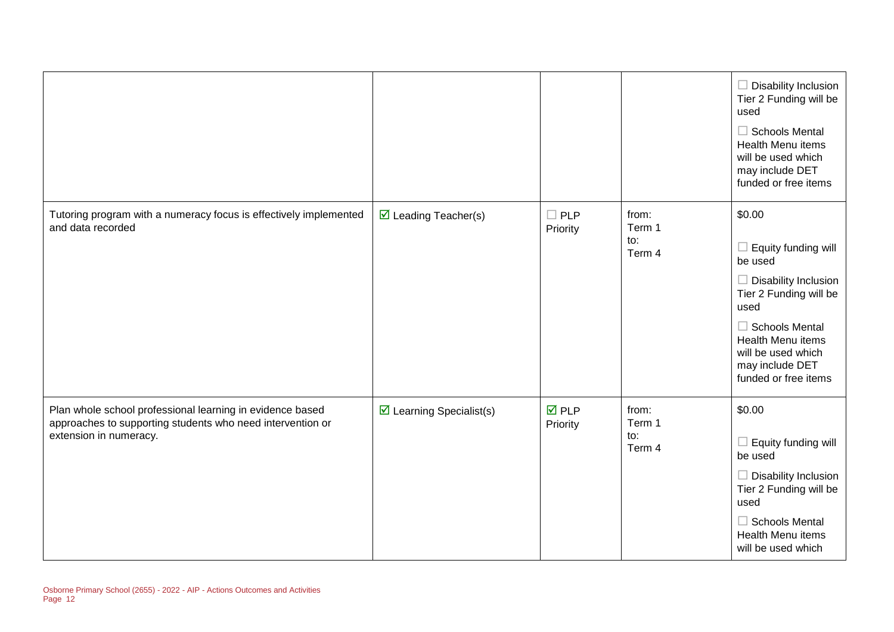| | | | | |
|---|---|---|---|---|
| | | | | ☐ Disability Inclusion Tier 2 Funding will be used<br>☐ Schools Mental Health Menu items will be used which may include DET funded or free items |
| Tutoring program with a numeracy focus is effectively implemented and data recorded | ☑ Leading Teacher(s) | ☐ PLP Priority | from: Term 1<br>to: Term 4 | \$0.00<br>☐ Equity funding will be used<br>☐ Disability Inclusion Tier 2 Funding will be used<br>☐ Schools Mental Health Menu items will be used which may include DET funded or free items |
| Plan whole school professional learning in evidence based approaches to supporting students who need intervention or extension in numeracy. | ☑ Learning Specialist(s) | ☑ PLP Priority | from: Term 1<br>to: Term 4 | \$0.00<br>☐ Equity funding will be used<br>☐ Disability Inclusion Tier 2 Funding will be used<br>☐ Schools Mental Health Menu items will be used which |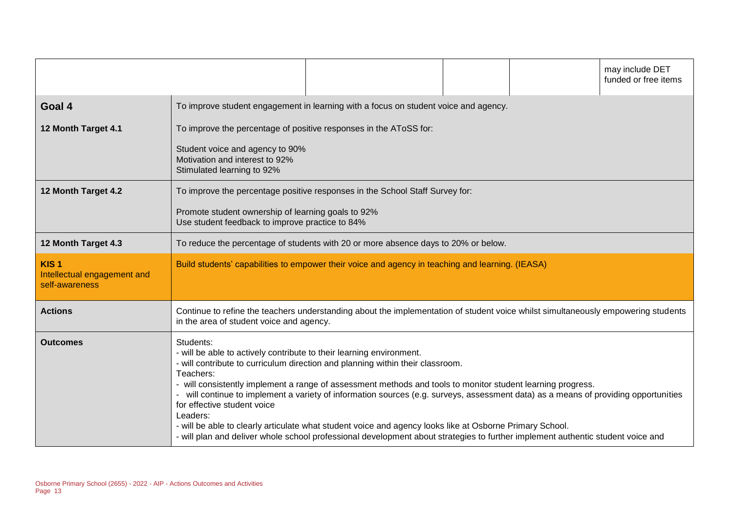| | | | | | |
|---|---|---|---|---|---|
| | | | | | may include DET funded or free items |

| | |
|---|---|
| **Goal 4** | To improve student engagement in learning with a focus on student voice and agency. |
| **12 Month Target 4.1** | To improve the percentage of positive responses in the AToSS for:<br><br>Student voice and agency to 90%<br>Motivation and interest to 92%<br>Stimulated learning to 92% |
| **12 Month Target 4.2** | To improve the percentage positive responses in the School Staff Survey for:<br><br>Promote student ownership of learning goals to 92%<br>Use student feedback to improve practice to 84% |
| **12 Month Target 4.3** | To reduce the percentage of students with 20 or more absence days to 20% or below. |
| **KIS 1**<br>Intellectual engagement and self-awareness | Build students' capabilities to empower their voice and agency in teaching and learning. (IEASA) |
| **Actions** | Continue to refine the teachers understanding about the implementation of student voice whilst simultaneously empowering students in the area of student voice and agency. |
| **Outcomes** | Students:<br>- will be able to actively contribute to their learning environment.<br>- will contribute to curriculum direction and planning within their classroom.<br>Teachers:<br>- will consistently implement a range of assessment methods and tools to monitor student learning progress.<br>- will continue to implement a variety of information sources (e.g. surveys, assessment data) as a means of providing opportunities for effective student voice<br>Leaders:<br>- will be able to clearly articulate what student voice and agency looks like at Osborne Primary School.<br>- will plan and deliver whole school professional development about strategies to further implement authentic student voice and |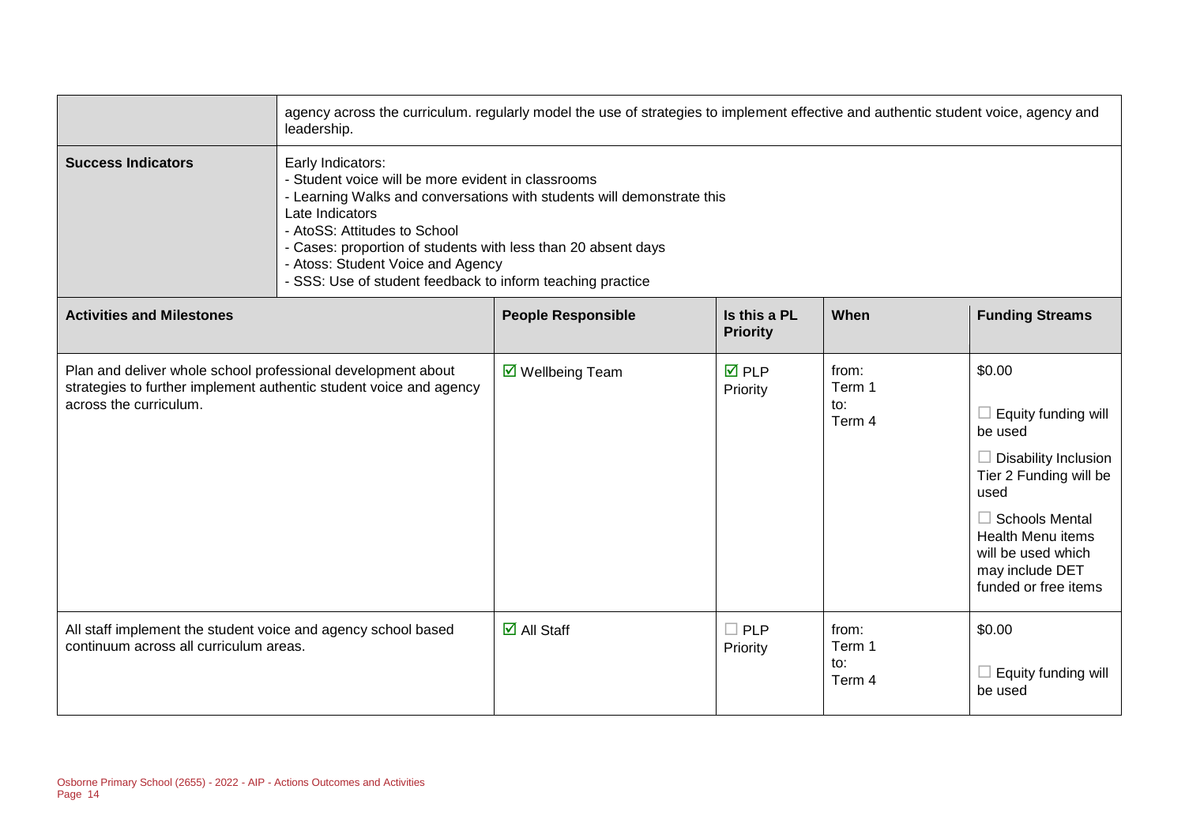|  | agency across the curriculum. regularly model the use of strategies to implement effective and authentic student voice, agency and leadership. |
|---|---|
| **Success Indicators** | Early Indicators:<br>- Student voice will be more evident in classrooms<br>- Learning Walks and conversations with students will demonstrate this<br>Late Indicators<br>- AtoSS: Attitudes to School<br>- Cases: proportion of students with less than 20 absent days<br>- Atoss: Student Voice and Agency<br>- SSS: Use of student feedback to inform teaching practice |

| **Activities and Milestones** | **People Responsible** | **Is this a PL Priority** | **When** | **Funding Streams** |
|---|---|---|---|---|
| Plan and deliver whole school professional development about strategies to further implement authentic student voice and agency across the curriculum. | ☑ Wellbeing Team | ☑ PLP Priority | from:<br>Term 1<br>to:<br>Term 4 | $0.00<br><br>☐ Equity funding will be used<br><br>☐ Disability Inclusion Tier 2 Funding will be used<br><br>☐ Schools Mental Health Menu items will be used which may include DET funded or free items |
| All staff implement the student voice and agency school based continuum across all curriculum areas. | ☑ All Staff | ☐ PLP Priority | from:<br>Term 1<br>to:<br>Term 4 | $0.00<br><br>☐ Equity funding will be used |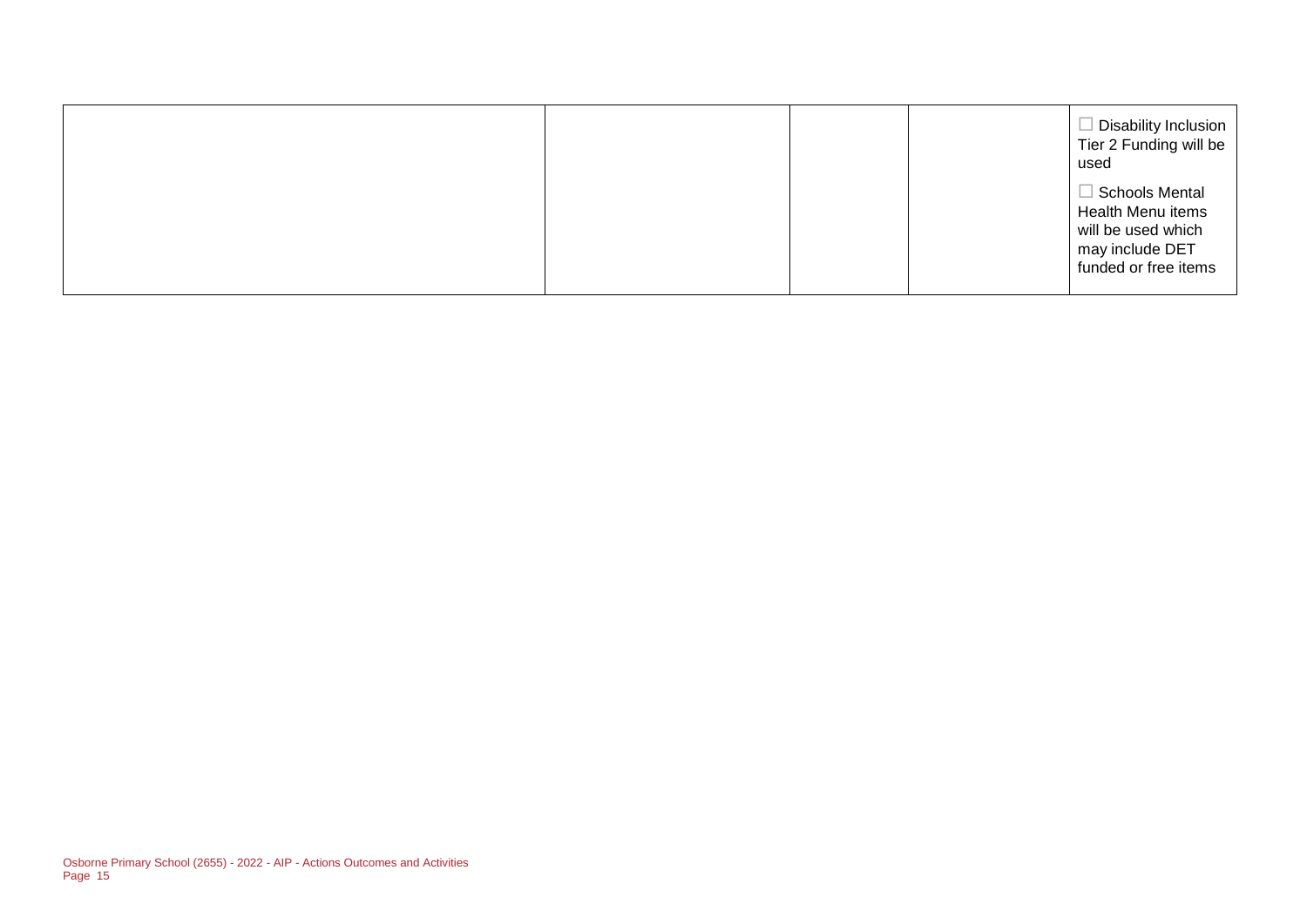| | | | | |
|---|---|---|---|---|
| | | | | ☐ Disability Inclusion Tier 2 Funding will be used<br><br>☐ Schools Mental Health Menu items will be used which may include DET funded or free items |